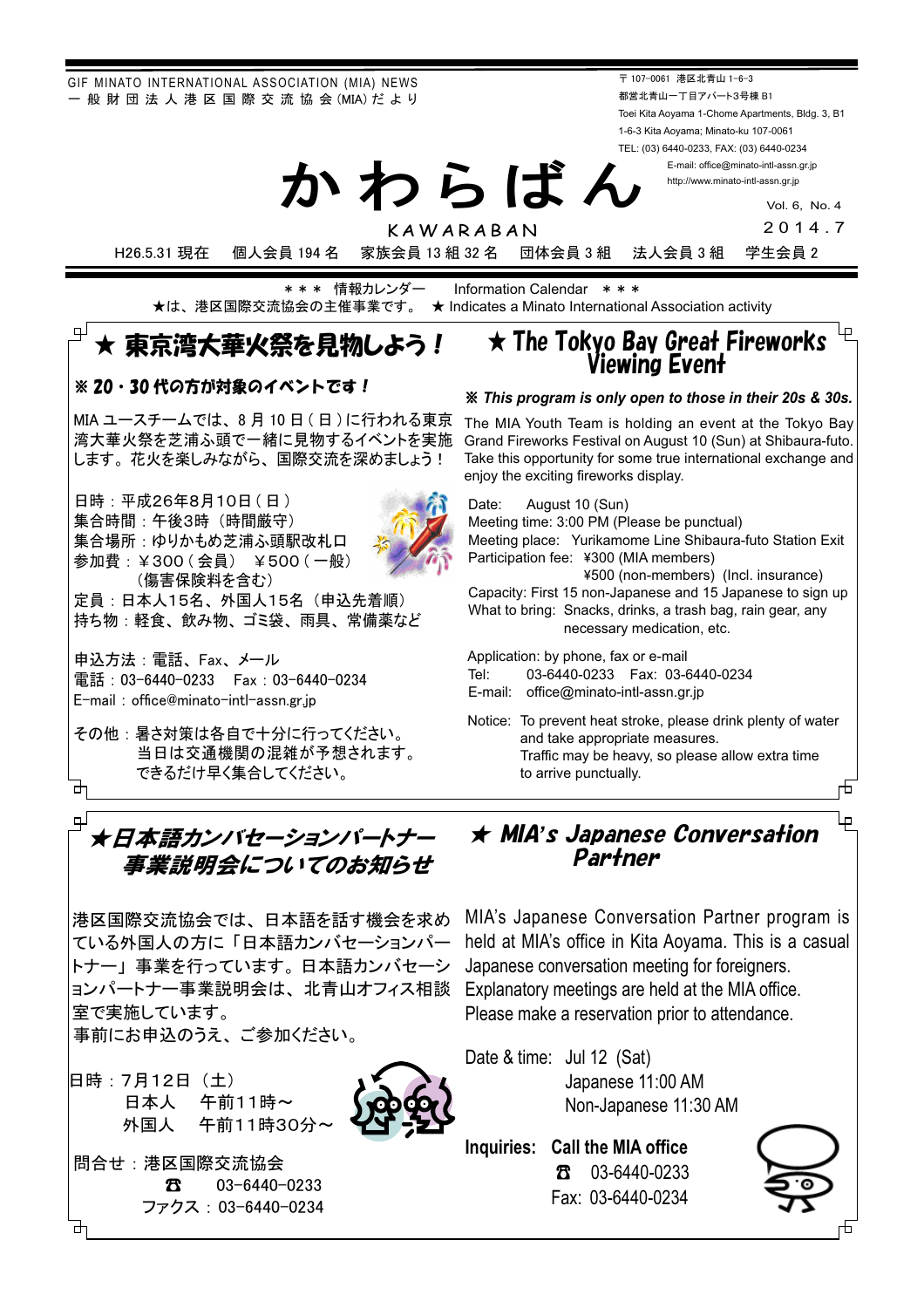GIF MINATO INTERNATIONAL ASSOCIATION (MIA) NEWS
一般財団法人港区国際交流協会(MIA)だより

〒107-0061 港区北青山1-6-3
都営北青山一丁目アパート3号棟B1
Toei Kita Aoyama 1-Chome Apartments, Bldg. 3, B1
1-6-3 Kita Aoyama; Minato-ku 107-0061
TEL: (03) 6440-0233, FAX: (03) 6440-0234
E-mail: office@minato-intl-assn.gr.jp
http://www.minato-intl-assn.gr.jp

# かわらばん

KAWARABAN

Vol. 6, No. 4
2014.7

H26.5.31 現在　個人会員 194 名　家族会員 13 組 32 名　団体会員 3 組　法人会員 3 組　学生会員 2

＊＊＊ 情報カレンダー　Information Calendar ＊＊＊

★は、港区国際交流協会の主催事業です。 ★ Indicates a Minato International Association activity

## ★ 東京湾大華火祭を見物しよう！

**※ 20・30 代の方が対象のイベントです！**

MIA ユースチームでは、8 月 10 日（日）に行われる東京湾大華火祭を芝浦ふ頭で一緒に見物するイベントを実施します。花火を楽しみながら、国際交流を深めましょう！

日時：平成26年8月10日（日）
集合時間：午後3時（時間厳守）
集合場所：ゆりかもめ芝浦ふ頭駅改札口
参加費：￥300（会員）￥500（一般）
（傷害保険料を含む）
定員：日本人15名、外国人15名（申込先着順）
持ち物：軽食、飲み物、ゴミ袋、雨具、常備薬など

申込方法：電話、Fax、メール
電話：03-6440-0233　Fax：03-6440-0234
E-mail：office@minato-intl-assn.gr.jp

その他：暑さ対策は各自で十分に行ってください。
当日は交通機関の混雑が予想されます。
できるだけ早く集合してください。

## ★ The Tokyo Bay Great Fireworks Viewing Event

***※ This program is only open to those in their 20s & 30s.***

The MIA Youth Team is holding an event at the Tokyo Bay Grand Fireworks Festival on August 10 (Sun) at Shibaura-futo. Take this opportunity for some true international exchange and enjoy the exciting fireworks display.

Date: August 10 (Sun)
Meeting time: 3:00 PM (Please be punctual)
Meeting place: Yurikamome Line Shibaura-futo Station Exit
Participation fee: ¥300 (MIA members)
¥500 (non-members) (Incl. insurance)
Capacity: First 15 non-Japanese and 15 Japanese to sign up
What to bring: Snacks, drinks, a trash bag, rain gear, any necessary medication, etc.

Application: by phone, fax or e-mail
Tel: 03-6440-0233　Fax: 03-6440-0234
E-mail: office@minato-intl-assn.gr.jp

Notice: To prevent heat stroke, please drink plenty of water and take appropriate measures.
Traffic may be heavy, so please allow extra time to arrive punctually.

## ★日本語カンバセーションパートナー事業説明会についてのお知らせ

港区国際交流協会では、日本語を話す機会を求めている外国人の方に「日本語カンバセーションパートナー」事業を行っています。日本語カンバセーションパートナー事業説明会は、北青山オフィス相談室で実施しています。
事前にお申込のうえ、ご参加ください。

日時：7月12日（土）
日本人　午前11時～
外国人　午前11時30分～

問合せ：港区国際交流協会
☎ 03-6440-0233
ファクス：03-6440-0234

## ★ MIA's Japanese Conversation Partner

MIA's Japanese Conversation Partner program is held at MIA's office in Kita Aoyama. This is a casual Japanese conversation meeting for foreigners.
Explanatory meetings are held at the MIA office.
Please make a reservation prior to attendance.

Date & time: Jul 12 (Sat)
Japanese 11:00 AM
Non-Japanese 11:30 AM

**Inquiries: Call the MIA office**
☎ 03-6440-0233
Fax: 03-6440-0234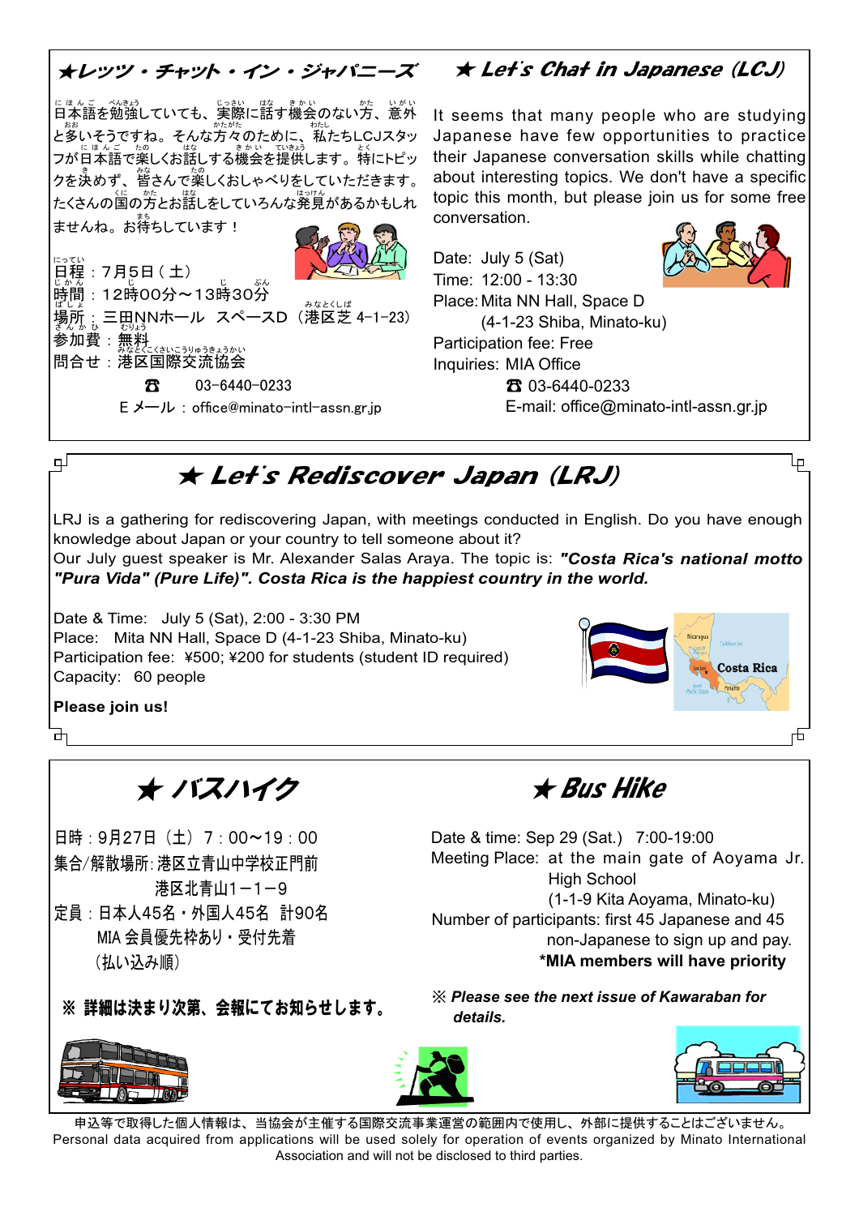## ★レッツ・チャット・イン・ジャパニーズ

日本語を勉強していても、実際に話す機会のない方、意外と多いそうですね。そんな方々のために、私たちLCJスタッフが日本語で楽しくお話しする機会を提供します。特にトピックを決めず、皆さんで楽しくおしゃべりをしていただきます。たくさんの国の方とお話しをしていろんな発見があるかもしれませんね。お待ちしています！

日程：7月5日（土）
時間：12時00分～13時30分
場所：三田NNホール スペースD（港区芝 4-1-23）
参加費：無料
問合せ：港区国際交流協会
☎ 03-6440-0233
Eメール：office@minato-intl-assn.gr.jp

## ★ Let's Chat in Japanese (LCJ)

It seems that many people who are studying Japanese have few opportunities to practice their Japanese conversation skills while chatting about interesting topics. We don't have a specific topic this month, but please join us for some free conversation.

Date: July 5 (Sat)
Time: 12:00 - 13:30
Place: Mita NN Hall, Space D (4-1-23 Shiba, Minato-ku)
Participation fee: Free
Inquiries: MIA Office
☎ 03-6440-0233
E-mail: office@minato-intl-assn.gr.jp

## ★ Let's Rediscover Japan (LRJ)

LRJ is a gathering for rediscovering Japan, with meetings conducted in English. Do you have enough knowledge about Japan or your country to tell someone about it?
Our July guest speaker is Mr. Alexander Salas Araya. The topic is: ***"Costa Rica's national motto "Pura Vida" (Pure Life)". Costa Rica is the happiest country in the world.***

Date & Time: July 5 (Sat), 2:00 - 3:30 PM
Place: Mita NN Hall, Space D (4-1-23 Shiba, Minato-ku)
Participation fee: ¥500; ¥200 for students (student ID required)
Capacity: 60 people

**Please join us!**

## ★ バスハイク

日時：9月27日（土）7：00～19：00
集合/解散場所：港区立青山中学校正門前
港区北青山1－1－9
定員：日本人45名・外国人45名 計90名
MIA会員優先枠あり・受付先着
（払い込み順）

**※ 詳細は決まり次第、会報にてお知らせします。**

## ★ Bus Hike

Date & time: Sep 29 (Sat.) 7:00-19:00
Meeting Place: at the main gate of Aoyama Jr. High School
(1-1-9 Kita Aoyama, Minato-ku)
Number of participants: first 45 Japanese and 45 non-Japanese to sign up and pay.
**\*MIA members will have priority**

***※ Please see the next issue of Kawaraban for details.***

申込等で取得した個人情報は、当協会が主催する国際交流事業運営の範囲内で使用し、外部に提供することはございません。
Personal data acquired from applications will be used solely for operation of events organized by Minato International Association and will not be disclosed to third parties.